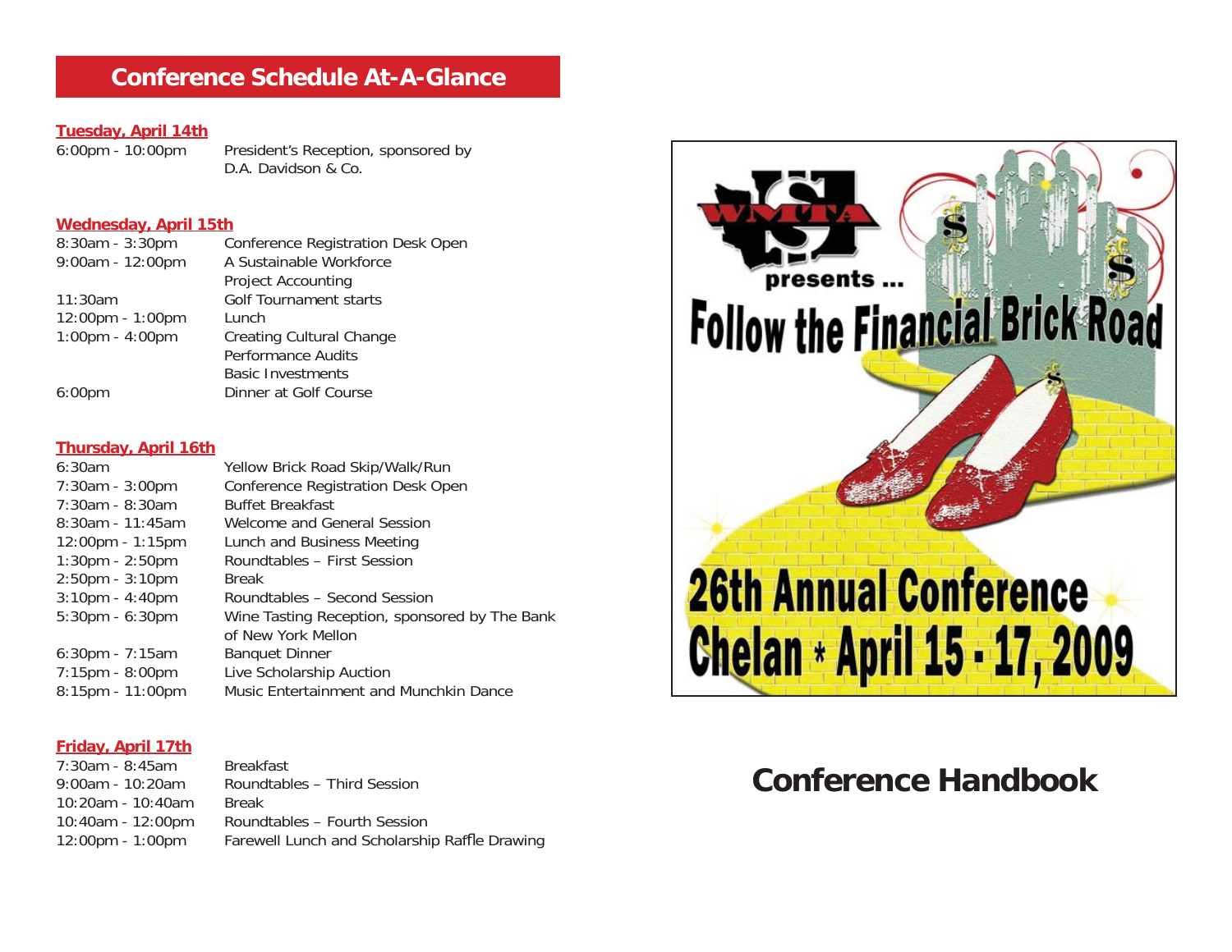## Conference Schedule At-A-Glance

**Tuesday, April 14th**

| | |
|---|---|
| 6:00pm - 10:00pm | President's Reception, sponsored by D.A. Davidson & Co. |

**Wednesday, April 15th**

| | |
|---|---|
| 8:30am - 3:30pm | Conference Registration Desk Open |
| 9:00am - 12:00pm | A Sustainable Workforce<br>Project Accounting |
| 11:30am | Golf Tournament starts |
| 12:00pm - 1:00pm | Lunch |
| 1:00pm - 4:00pm | Creating Cultural Change<br>Performance Audits<br>Basic Investments |
| 6:00pm | Dinner at Golf Course |

**Thursday, April 16th**

| | |
|---|---|
| 6:30am | Yellow Brick Road Skip/Walk/Run |
| 7:30am - 3:00pm | Conference Registration Desk Open |
| 7:30am - 8:30am | Buffet Breakfast |
| 8:30am - 11:45am | Welcome and General Session |
| 12:00pm - 1:15pm | Lunch and Business Meeting |
| 1:30pm - 2:50pm | Roundtables – First Session |
| 2:50pm - 3:10pm | Break |
| 3:10pm - 4:40pm | Roundtables – Second Session |
| 5:30pm - 6:30pm | Wine Tasting Reception, sponsored by The Bank of New York Mellon |
| 6:30pm - 7:15pm | Banquet Dinner |
| 7:15pm - 8:00pm | Live Scholarship Auction |
| 8:15pm - 11:00pm | Music Entertainment and Munchkin Dance |

**Friday, April 17th**

| | |
|---|---|
| 7:30am - 8:45am | Breakfast |
| 9:00am - 10:20am | Roundtables – Third Session |
| 10:20am - 10:40am | Break |
| 10:40am - 12:00pm | Roundtables – Fourth Session |
| 12:00pm - 1:00pm | Farewell Lunch and Scholarship Raffle Drawing |

WMTA presents ...

# Follow the Financial Brick Road

## 26th Annual Conference
## Chelan * April 15 - 17, 2009

# Conference Handbook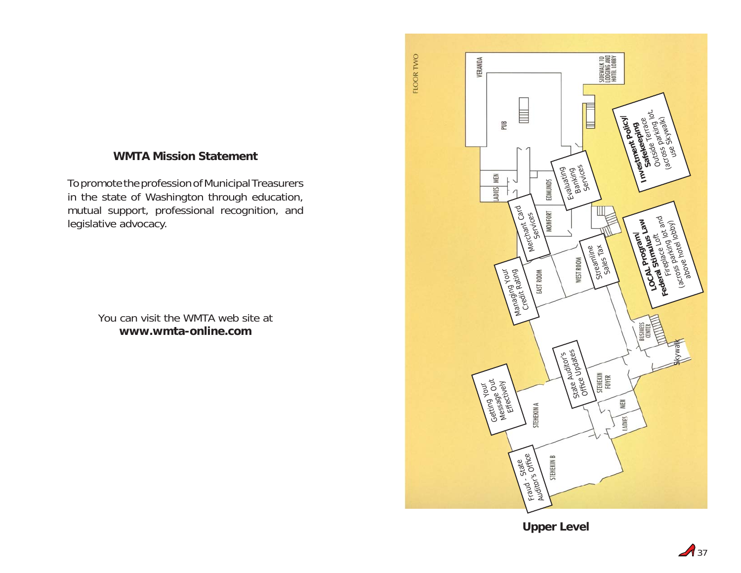## WMTA Mission Statement

To promote the profession of Municipal Treasurers in the state of Washington through education, mutual support, professional recognition, and legislative advocacy.

You can visit the WMTA web site at
**www.wmta-online.com**

FLOOR TWO

VERANDA

PUB

SIDEWALK TO LODGING AND HOTEL LOBBY

LADIES MEN

EDMUNDS

MONFORT

EAST ROOM

WEST ROOM

STEHEKIN A

STEHEKIN B

STEHEKIN FOYER

MEN

LADIES

BUSINESS CENTER

Skywalk

**Investment Policy/ Safekeeping** Terrace
Outside Terrace
(across parking lot, use Skywalk)

Evaluating Banking Services

Merchant Card Services

Streamline Sales Tax

**LOCAL Program/ Federal Stimulus Law** Fireplace Loft
Fireplace Loft
(across parking lot and above hotel lobby)

Managing Your Credit Rating

State Auditor's Office Updates

Getting Your Message Out Effectively

Fraud - State Auditor's Office

**Upper Level**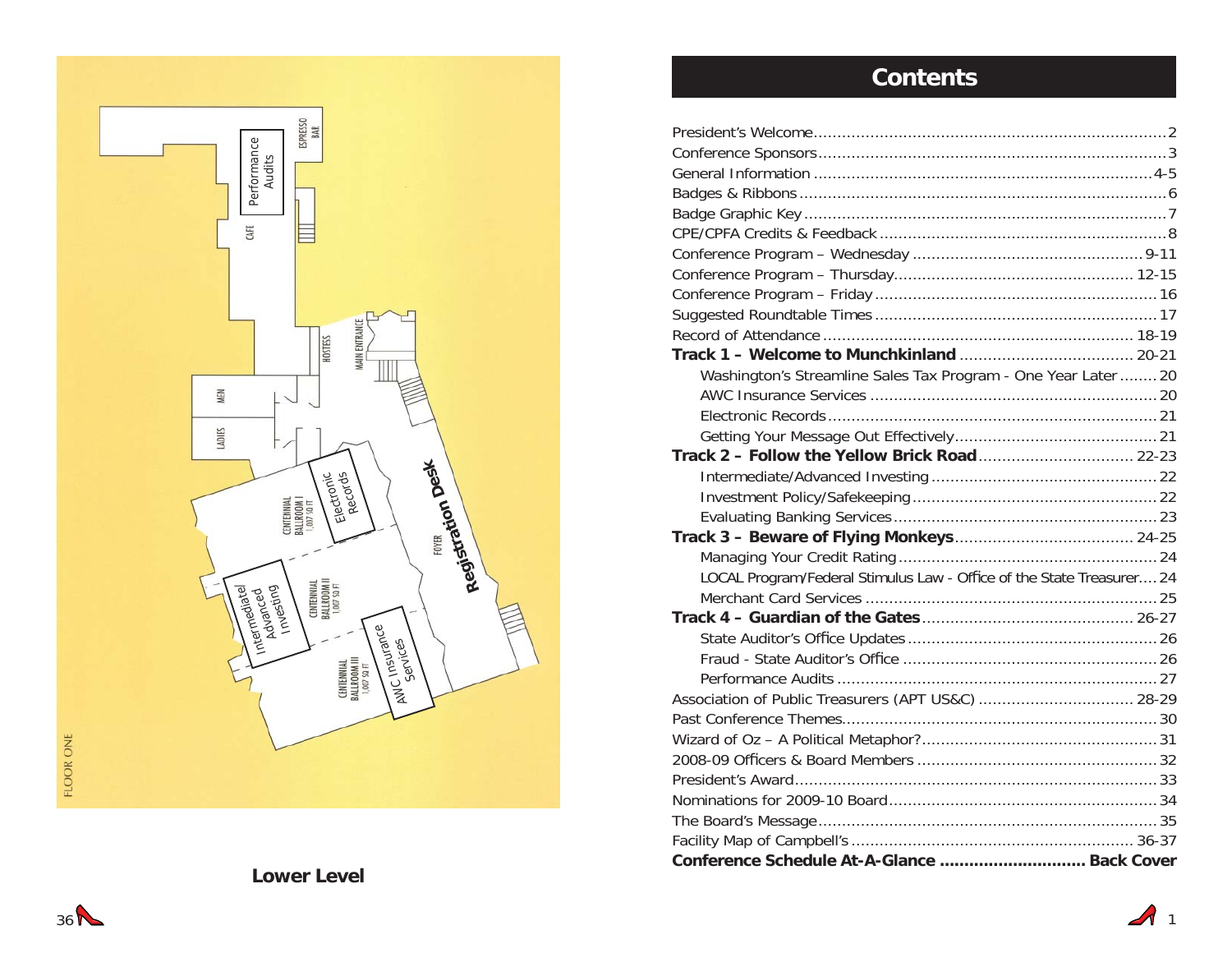## Lower Level

FLOOR ONE

Performance Audits

ESPRESSO BAR

CAFE

HOSTESS

MAIN ENTRANCE

MEN

LADIES

CENTENNIAL BALLROOM I 1,007 SQ FT

Electronic Records

CENTENNIAL BALLROOM II 1,007 SQ FT

Intermediate/ Advanced Investing

CENTENNIAL BALLROOM III 1,007 SQ FT

AWC Insurance Services

FOYER

Registration Desk

# Contents

- President's Welcome ............ 2
- Conference Sponsors ............ 3
- General Information ............ 4-5
- Badges & Ribbons ............ 6
- Badge Graphic Key ............ 7
- CPE/CPFA Credits & Feedback ............ 8
- Conference Program – Wednesday ............ 9-11
- Conference Program – Thursday ............ 12-15
- Conference Program – Friday ............ 16
- Suggested Roundtable Times ............ 17
- Record of Attendance ............ 18-19
- **Track 1 – Welcome to Munchkinland** ............ 20-21
  - Washington's Streamline Sales Tax Program - One Year Later ............ 20
  - AWC Insurance Services ............ 20
  - Electronic Records ............ 21
  - Getting Your Message Out Effectively ............ 21
- **Track 2 – Follow the Yellow Brick Road** ............ 22-23
  - Intermediate/Advanced Investing ............ 22
  - Investment Policy/Safekeeping ............ 22
  - Evaluating Banking Services ............ 23
- **Track 3 – Beware of Flying Monkeys** ............ 24-25
  - Managing Your Credit Rating ............ 24
  - LOCAL Program/Federal Stimulus Law - Office of the State Treasurer ............ 24
  - Merchant Card Services ............ 25
- **Track 4 – Guardian of the Gates** ............ 26-27
  - State Auditor's Office Updates ............ 26
  - Fraud - State Auditor's Office ............ 26
  - Performance Audits ............ 27
- Association of Public Treasurers (APT US&C) ............ 28-29
- Past Conference Themes ............ 30
- Wizard of Oz – A Political Metaphor? ............ 31
- 2008-09 Officers & Board Members ............ 32
- President's Award ............ 33
- Nominations for 2009-10 Board ............ 34
- The Board's Message ............ 35
- Facility Map of Campbell's ............ 36-37
- **Conference Schedule At-A-Glance ............ Back Cover**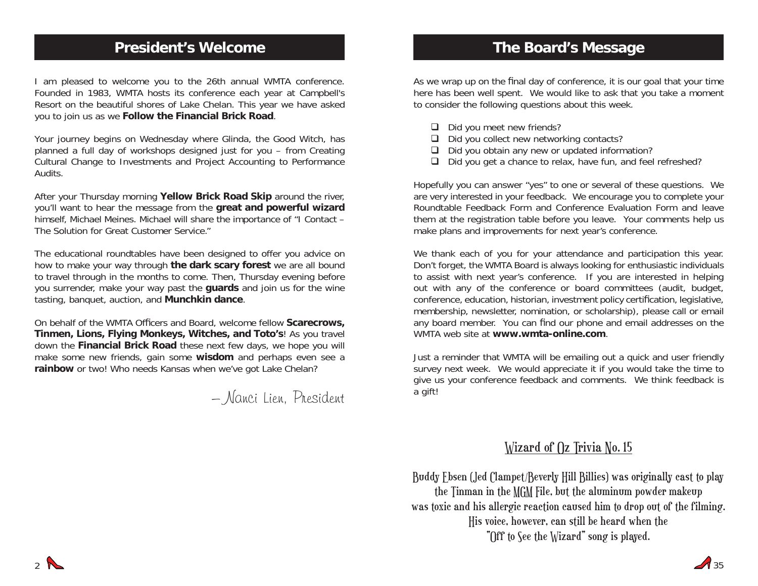## President's Welcome

I am pleased to welcome you to the 26th annual WMTA conference. Founded in 1983, WMTA hosts its conference each year at Campbell's Resort on the beautiful shores of Lake Chelan. This year we have asked you to join us as we **Follow the Financial Brick Road**.

Your journey begins on Wednesday where Glinda, the Good Witch, has planned a full day of workshops designed just for you – from Creating Cultural Change to Investments and Project Accounting to Performance Audits.

After your Thursday morning **Yellow Brick Road Skip** around the river, you'll want to hear the message from the **great and powerful wizard** himself, Michael Meines. Michael will share the importance of "I Contact – The Solution for Great Customer Service."

The educational roundtables have been designed to offer you advice on how to make your way through **the dark scary forest** we are all bound to travel through in the months to come. Then, Thursday evening before you surrender, make your way past the **guards** and join us for the wine tasting, banquet, auction, and **Munchkin dance**.

On behalf of the WMTA Officers and Board, welcome fellow **Scarecrows, Tinmen, Lions, Flying Monkeys, Witches, and Toto's**! As you travel down the **Financial Brick Road** these next few days, we hope you will make some new friends, gain some **wisdom** and perhaps even see a **rainbow** or two! Who needs Kansas when we've got Lake Chelan?

– Nanci Lien, President

## The Board's Message

As we wrap up on the final day of conference, it is our goal that your time here has been well spent. We would like to ask that you take a moment to consider the following questions about this week.

- Did you meet new friends?
- Did you collect new networking contacts?
- Did you obtain any new or updated information?
- Did you get a chance to relax, have fun, and feel refreshed?

Hopefully you can answer "yes" to one or several of these questions. We are very interested in your feedback. We encourage you to complete your Roundtable Feedback Form and Conference Evaluation Form and leave them at the registration table before you leave. Your comments help us make plans and improvements for next year's conference.

We thank each of you for your attendance and participation this year. Don't forget, the WMTA Board is always looking for enthusiastic individuals to assist with next year's conference. If you are interested in helping out with any of the conference or board committees (audit, budget, conference, education, historian, investment policy certification, legislative, membership, newsletter, nomination, or scholarship), please call or email any board member. You can find our phone and email addresses on the WMTA web site at **www.wmta-online.com**.

Just a reminder that WMTA will be emailing out a quick and user friendly survey next week. We would appreciate it if you would take the time to give us your conference feedback and comments. We think feedback is a gift!

### Wizard of Oz Trivia No. 15

Buddy Ebsen (Jed Clampet/Beverly Hill Billies) was originally cast to play the Tinman in the MGM File, but the aluminum powder makeup was toxic and his allergic reaction caused him to drop out of the filming. His voice, however, can still be heard when the "Off to See the Wizard" song is played.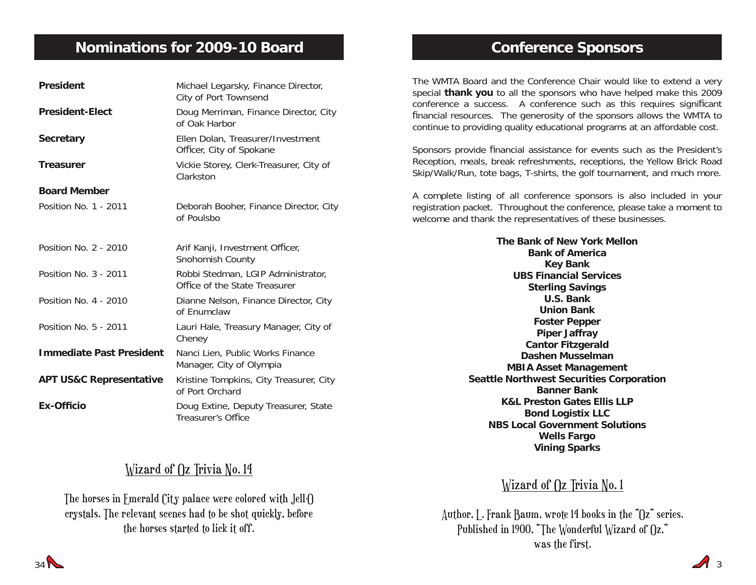## Nominations for 2009-10 Board

| | |
|---|---|
| **President** | Michael Legarsky, Finance Director, City of Port Townsend |
| **President-Elect** | Doug Merriman, Finance Director, City of Oak Harbor |
| **Secretary** | Ellen Dolan, Treasurer/Investment Officer, City of Spokane |
| **Treasurer** | Vickie Storey, Clerk-Treasurer, City of Clarkston |
| **Board Member** | |
| Position No. 1 - 2011 | Deborah Booher, Finance Director, City of Poulsbo |
| Position No. 2 - 2010 | Arif Kanji, Investment Officer, Snohomish County |
| Position No. 3 - 2011 | Robbi Stedman, LGIP Administrator, Office of the State Treasurer |
| Position No. 4 - 2010 | Dianne Nelson, Finance Director, City of Enumclaw |
| Position No. 5 - 2011 | Lauri Hale, Treasury Manager, City of Cheney |
| **Immediate Past President** | Nanci Lien, Public Works Finance Manager, City of Olympia |
| **APT US&C Representative** | Kristine Tompkins, City Treasurer, City of Port Orchard |
| **Ex-Officio** | Doug Extine, Deputy Treasurer, State Treasurer's Office |

### Wizard of Oz Trivia No. 14

The horses in Emerald City palace were colored with Jell-O crystals. The relevant scenes had to be shot quickly, before the horses started to lick it off.

## Conference Sponsors

The WMTA Board and the Conference Chair would like to extend a very special **thank you** to all the sponsors who have helped make this 2009 conference a success. A conference such as this requires significant financial resources. The generosity of the sponsors allows the WMTA to continue to providing quality educational programs at an affordable cost.

Sponsors provide financial assistance for events such as the President's Reception, meals, break refreshments, receptions, the Yellow Brick Road Skip/Walk/Run, tote bags, T-shirts, the golf tournament, and much more.

A complete listing of all conference sponsors is also included in your registration packet. Throughout the conference, please take a moment to welcome and thank the representatives of these businesses.

**The Bank of New York Mellon**
**Bank of America**
**Key Bank**
**UBS Financial Services**
**Sterling Savings**
**U.S. Bank**
**Union Bank**
**Foster Pepper**
**Piper Jaffray**
**Cantor Fitzgerald**
**Dashen Musselman**
**MBIA Asset Management**
**Seattle Northwest Securities Corporation**
**Banner Bank**
**K&L Preston Gates Ellis LLP**
**Bond Logistix LLC**
**NBS Local Government Solutions**
**Wells Fargo**
**Vining Sparks**

### Wizard of Oz Trivia No. 1

Author, L. Frank Baum, wrote 14 books in the "Oz" series. Published in 1900, "The Wonderful Wizard of Oz," was the first.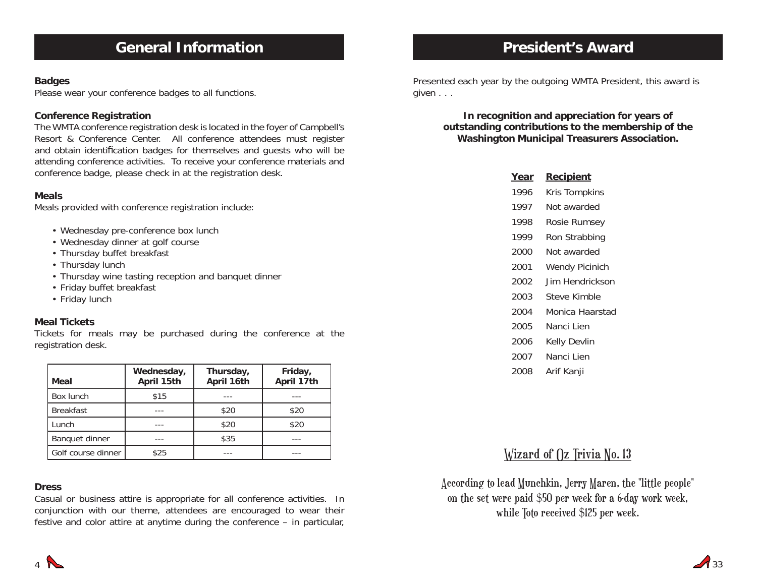# General Information

### Badges

Please wear your conference badges to all functions.

### Conference Registration

The WMTA conference registration desk is located in the foyer of Campbell's Resort & Conference Center. All conference attendees must register and obtain identification badges for themselves and guests who will be attending conference activities. To receive your conference materials and conference badge, please check in at the registration desk.

### Meals

Meals provided with conference registration include:

- Wednesday pre-conference box lunch
- Wednesday dinner at golf course
- Thursday buffet breakfast
- Thursday lunch
- Thursday wine tasting reception and banquet dinner
- Friday buffet breakfast
- Friday lunch

### Meal Tickets

Tickets for meals may be purchased during the conference at the registration desk.

| Meal | Wednesday, April 15th | Thursday, April 16th | Friday, April 17th |
|---|---|---|---|
| Box lunch | $15 | --- | --- |
| Breakfast | --- | $20 | $20 |
| Lunch | --- | $20 | $20 |
| Banquet dinner | --- | $35 | --- |
| Golf course dinner | $25 | --- | --- |

### Dress

Casual or business attire is appropriate for all conference activities. In conjunction with our theme, attendees are encouraged to wear their festive and color attire at anytime during the conference – in particular,

# President's Award

Presented each year by the outgoing WMTA President, this award is given . . .

**In recognition and appreciation for years of outstanding contributions to the membership of the Washington Municipal Treasurers Association.**

| Year | Recipient |
|---|---|
| 1996 | Kris Tompkins |
| 1997 | Not awarded |
| 1998 | Rosie Rumsey |
| 1999 | Ron Strabbing |
| 2000 | Not awarded |
| 2001 | Wendy Picinich |
| 2002 | Jim Hendrickson |
| 2003 | Steve Kimble |
| 2004 | Monica Haarstad |
| 2005 | Nanci Lien |
| 2006 | Kelly Devlin |
| 2007 | Nanci Lien |
| 2008 | Arif Kanji |

## Wizard of Oz Trivia No. 13

According to lead Munchkin, Jerry Maren, the "little people" on the set were paid $50 per week for a 6-day work week, while Toto received $125 per week.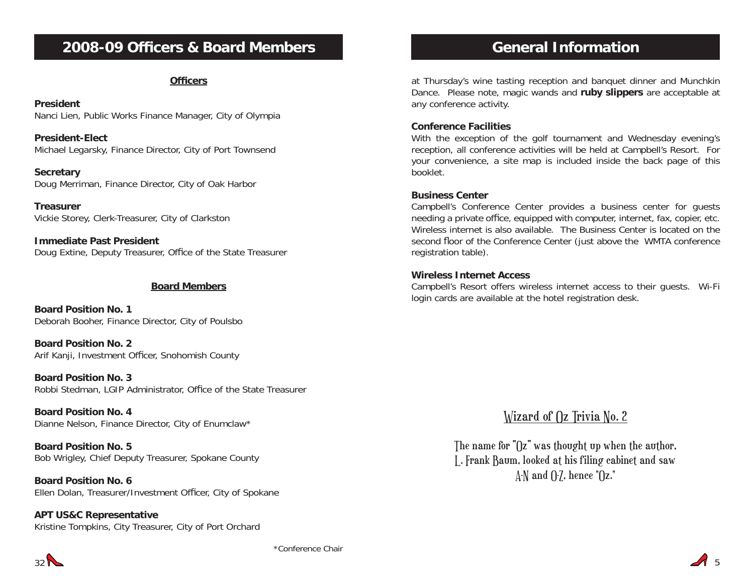## 2008-09 Officers & Board Members

### Officers

**President**
Nanci Lien, Public Works Finance Manager, City of Olympia

**President-Elect**
Michael Legarsky, Finance Director, City of Port Townsend

**Secretary**
Doug Merriman, Finance Director, City of Oak Harbor

**Treasurer**
Vickie Storey, Clerk-Treasurer, City of Clarkston

**Immediate Past President**
Doug Extine, Deputy Treasurer, Office of the State Treasurer

### Board Members

**Board Position No. 1**
Deborah Booher, Finance Director, City of Poulsbo

**Board Position No. 2**
Arif Kanji, Investment Officer, Snohomish County

**Board Position No. 3**
Robbi Stedman, LGIP Administrator, Office of the State Treasurer

**Board Position No. 4**
Dianne Nelson, Finance Director, City of Enumclaw*

**Board Position No. 5**
Bob Wrigley, Chief Deputy Treasurer, Spokane County

**Board Position No. 6**
Ellen Dolan, Treasurer/Investment Officer, City of Spokane

**APT US&C Representative**
Kristine Tompkins, City Treasurer, City of Port Orchard

*Conference Chair

## General Information

at Thursday's wine tasting reception and banquet dinner and Munchkin Dance. Please note, magic wands and **ruby slippers** are acceptable at any conference activity.

**Conference Facilities**
With the exception of the golf tournament and Wednesday evening's reception, all conference activities will be held at Campbell's Resort. For your convenience, a site map is included inside the back page of this booklet.

**Business Center**
Campbell's Conference Center provides a business center for guests needing a private office, equipped with computer, internet, fax, copier, etc. Wireless internet is also available. The Business Center is located on the second floor of the Conference Center (just above the WMTA conference registration table).

**Wireless Internet Access**
Campbell's Resort offers wireless internet access to their guests. Wi-Fi login cards are available at the hotel registration desk.

### Wizard of Oz Trivia No. 2

The name for "Oz" was thought up when the author, L. Frank Baum, looked at his filing cabinet and saw A-N and O-Z, hence "Oz."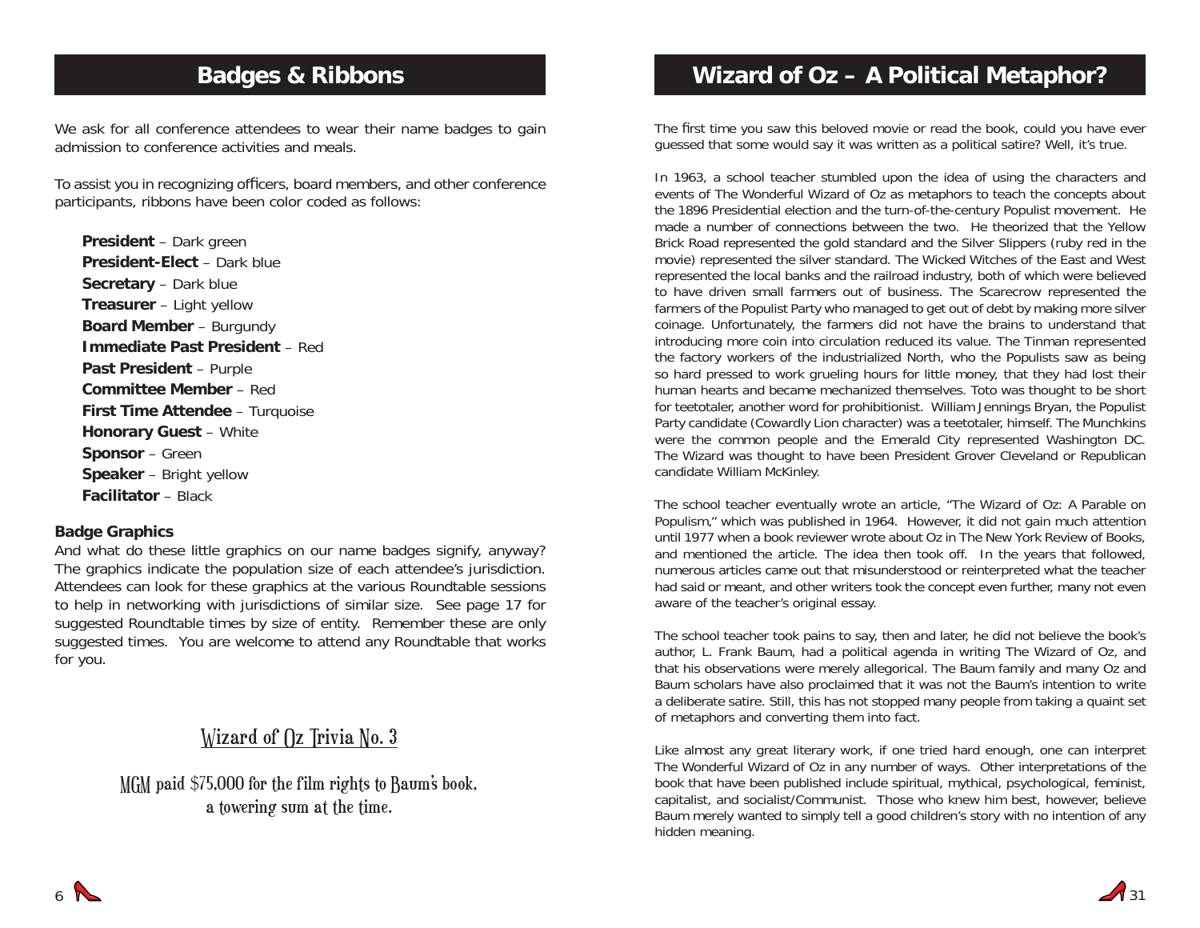## Badges & Ribbons

We ask for all conference attendees to wear their name badges to gain admission to conference activities and meals.

To assist you in recognizing officers, board members, and other conference participants, ribbons have been color coded as follows:

- **President** – Dark green
- **President-Elect** – Dark blue
- **Secretary** – Dark blue
- **Treasurer** – Light yellow
- **Board Member** – Burgundy
- **Immediate Past President** – Red
- **Past President** – Purple
- **Committee Member** – Red
- **First Time Attendee** – Turquoise
- **Honorary Guest** – White
- **Sponsor** – Green
- **Speaker** – Bright yellow
- **Facilitator** – Black

### Badge Graphics

And what do these little graphics on our name badges signify, anyway? The graphics indicate the population size of each attendee's jurisdiction. Attendees can look for these graphics at the various Roundtable sessions to help in networking with jurisdictions of similar size. See page 17 for suggested Roundtable times by size of entity. Remember these are only suggested times. You are welcome to attend any Roundtable that works for you.

### Wizard of Oz Trivia No. 3

MGM paid $75,000 for the film rights to Baum's book, a towering sum at the time.

## Wizard of Oz – A Political Metaphor?

The first time you saw this beloved movie or read the book, could you have ever guessed that some would say it was written as a political satire? Well, it's true.

In 1963, a school teacher stumbled upon the idea of using the characters and events of The Wonderful Wizard of Oz as metaphors to teach the concepts about the 1896 Presidential election and the turn-of-the-century Populist movement. He made a number of connections between the two. He theorized that the Yellow Brick Road represented the gold standard and the Silver Slippers (ruby red in the movie) represented the silver standard. The Wicked Witches of the East and West represented the local banks and the railroad industry, both of which were believed to have driven small farmers out of business. The Scarecrow represented the farmers of the Populist Party who managed to get out of debt by making more silver coinage. Unfortunately, the farmers did not have the brains to understand that introducing more coin into circulation reduced its value. The Tinman represented the factory workers of the industrialized North, who the Populists saw as being so hard pressed to work grueling hours for little money, that they had lost their human hearts and became mechanized themselves. Toto was thought to be short for teetotaler, another word for prohibitionist. William Jennings Bryan, the Populist Party candidate (Cowardly Lion character) was a teetotaler, himself. The Munchkins were the common people and the Emerald City represented Washington DC. The Wizard was thought to have been President Grover Cleveland or Republican candidate William McKinley.

The school teacher eventually wrote an article, "The Wizard of Oz: A Parable on Populism," which was published in 1964. However, it did not gain much attention until 1977 when a book reviewer wrote about Oz in The New York Review of Books, and mentioned the article. The idea then took off. In the years that followed, numerous articles came out that misunderstood or reinterpreted what the teacher had said or meant, and other writers took the concept even further, many not even aware of the teacher's original essay.

The school teacher took pains to say, then and later, he did not believe the book's author, L. Frank Baum, had a political agenda in writing The Wizard of Oz, and that his observations were merely allegorical. The Baum family and many Oz and Baum scholars have also proclaimed that it was not the Baum's intention to write a deliberate satire. Still, this has not stopped many people from taking a quaint set of metaphors and converting them into fact.

Like almost any great literary work, if one tried hard enough, one can interpret The Wonderful Wizard of Oz in any number of ways. Other interpretations of the book that have been published include spiritual, mythical, psychological, feminist, capitalist, and socialist/Communist. Those who knew him best, however, believe Baum merely wanted to simply tell a good children's story with no intention of any hidden meaning.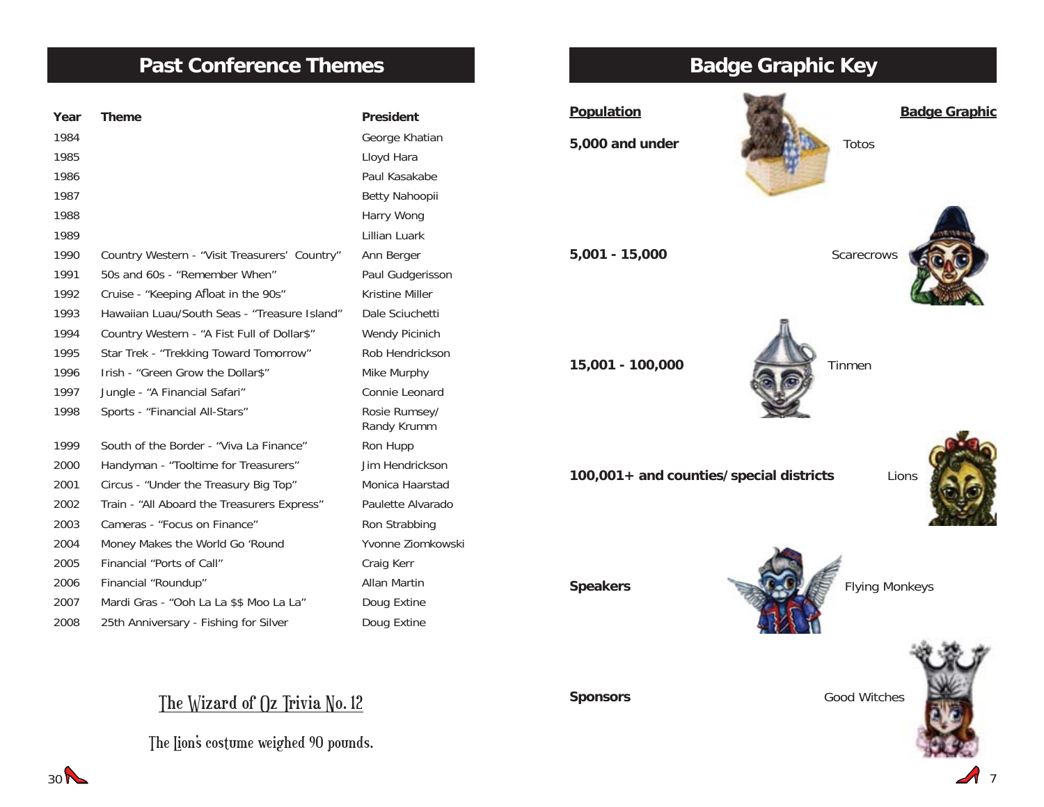## Past Conference Themes

| Year | Theme | President |
|---|---|---|
| 1984 | | George Khatian |
| 1985 | | Lloyd Hara |
| 1986 | | Paul Kasakabe |
| 1987 | | Betty Nahoopii |
| 1988 | | Harry Wong |
| 1989 | | Lillian Luark |
| 1990 | Country Western - “Visit Treasurers’ Country” | Ann Berger |
| 1991 | 50s and 60s - “Remember When” | Paul Gudgerisson |
| 1992 | Cruise - “Keeping Afloat in the 90s” | Kristine Miller |
| 1993 | Hawaiian Luau/South Seas - “Treasure Island” | Dale Sciuchetti |
| 1994 | Country Western - “A Fist Full of Dollar$” | Wendy Picinich |
| 1995 | Star Trek - “Trekking Toward Tomorrow” | Rob Hendrickson |
| 1996 | Irish - “Green Grow the Dollar$” | Mike Murphy |
| 1997 | Jungle - “A Financial Safari” | Connie Leonard |
| 1998 | Sports - “Financial All-Stars” | Rosie Rumsey/ Randy Krumm |
| 1999 | South of the Border - “Viva La Finance” | Ron Hupp |
| 2000 | Handyman - “Tooltime for Treasurers” | Jim Hendrickson |
| 2001 | Circus - “Under the Treasury Big Top” | Monica Haarstad |
| 2002 | Train - “All Aboard the Treasurers Express” | Paulette Alvarado |
| 2003 | Cameras - “Focus on Finance” | Ron Strabbing |
| 2004 | Money Makes the World Go ‘Round | Yvonne Ziomkowski |
| 2005 | Financial “Ports of Call” | Craig Kerr |
| 2006 | Financial “Roundup” | Allan Martin |
| 2007 | Mardi Gras - “Ooh La La $$ Moo La La” | Doug Extine |
| 2008 | 25th Anniversary - Fishing for Silver | Doug Extine |

### The Wizard of Oz Trivia No. 12

The Lion’s costume weighed 90 pounds.

## Badge Graphic Key

| Population | Badge Graphic |
|---|---|
| **5,000 and under** | Totos |
| **5,001 - 15,000** | Scarecrows |
| **15,001 - 100,000** | Tinmen |
| **100,001+ and counties/special districts** | Lions |
| **Speakers** | Flying Monkeys |
| **Sponsors** | Good Witches |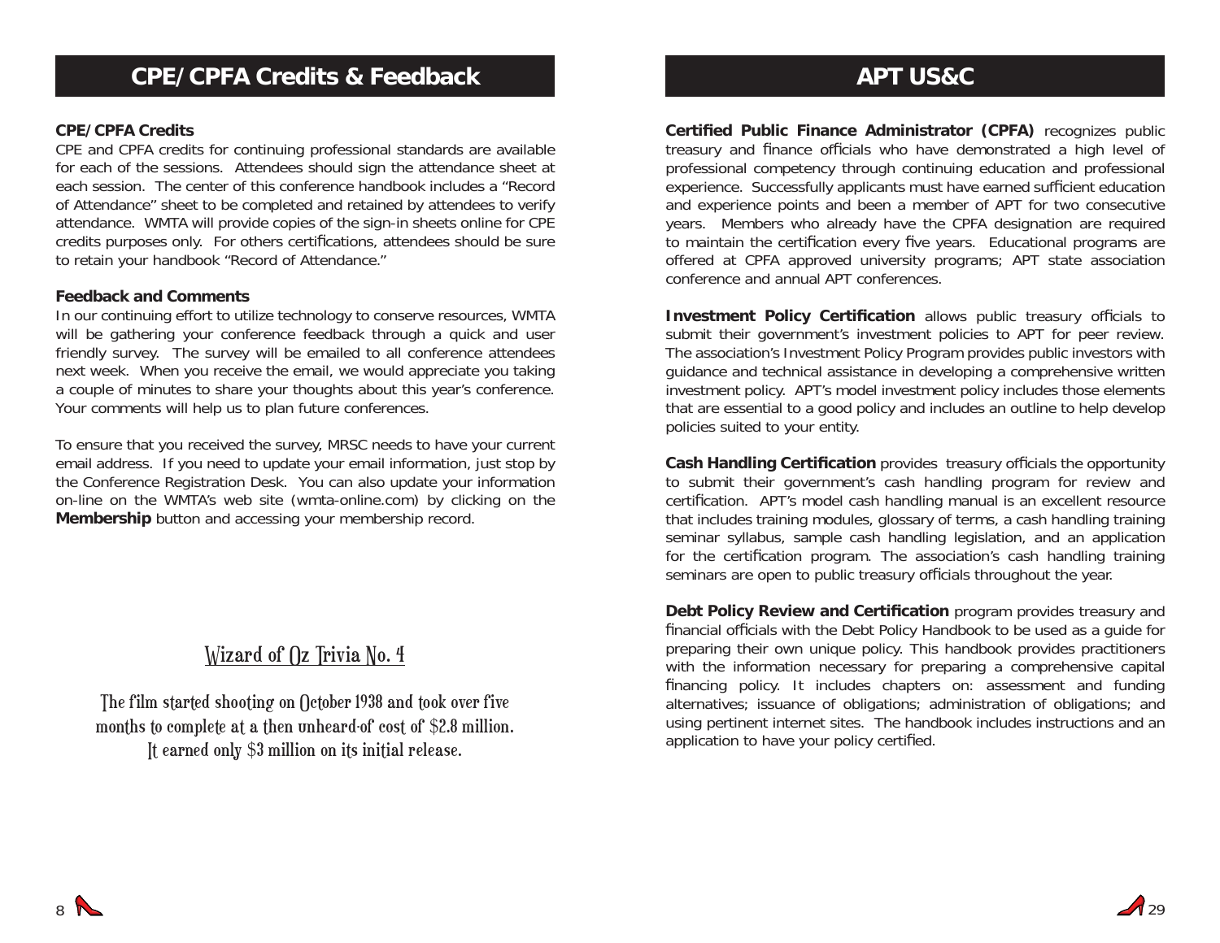# CPE/CPFA Credits & Feedback

### CPE/CPFA Credits

CPE and CPFA credits for continuing professional standards are available for each of the sessions. Attendees should sign the attendance sheet at each session. The center of this conference handbook includes a "Record of Attendance" sheet to be completed and retained by attendees to verify attendance. WMTA will provide copies of the sign-in sheets online for CPE credits purposes only. For others certifications, attendees should be sure to retain your handbook "Record of Attendance."

### Feedback and Comments

In our continuing effort to utilize technology to conserve resources, WMTA will be gathering your conference feedback through a quick and user friendly survey. The survey will be emailed to all conference attendees next week. When you receive the email, we would appreciate you taking a couple of minutes to share your thoughts about this year's conference. Your comments will help us to plan future conferences.

To ensure that you received the survey, MRSC needs to have your current email address. If you need to update your email information, just stop by the Conference Registration Desk. You can also update your information on-line on the WMTA's web site (wmta-online.com) by clicking on the **Membership** button and accessing your membership record.

### Wizard of Oz Trivia No. 4

The film started shooting on October 1938 and took over five months to complete at a then unheard-of cost of $2.8 million. It earned only $3 million on its initial release.

# APT US&C

**Certified Public Finance Administrator (CPFA)** recognizes public treasury and finance officials who have demonstrated a high level of professional competency through continuing education and professional experience. Successfully applicants must have earned sufficient education and experience points and been a member of APT for two consecutive years. Members who already have the CPFA designation are required to maintain the certification every five years. Educational programs are offered at CPFA approved university programs; APT state association conference and annual APT conferences.

**Investment Policy Certification** allows public treasury officials to submit their government's investment policies to APT for peer review. The association's Investment Policy Program provides public investors with guidance and technical assistance in developing a comprehensive written investment policy. APT's model investment policy includes those elements that are essential to a good policy and includes an outline to help develop policies suited to your entity.

**Cash Handling Certification** provides treasury officials the opportunity to submit their government's cash handling program for review and certification. APT's model cash handling manual is an excellent resource that includes training modules, glossary of terms, a cash handling training seminar syllabus, sample cash handling legislation, and an application for the certification program. The association's cash handling training seminars are open to public treasury officials throughout the year.

**Debt Policy Review and Certification** program provides treasury and financial officials with the Debt Policy Handbook to be used as a guide for preparing their own unique policy. This handbook provides practitioners with the information necessary for preparing a comprehensive capital financing policy. It includes chapters on: assessment and funding alternatives; issuance of obligations; administration of obligations; and using pertinent internet sites. The handbook includes instructions and an application to have your policy certified.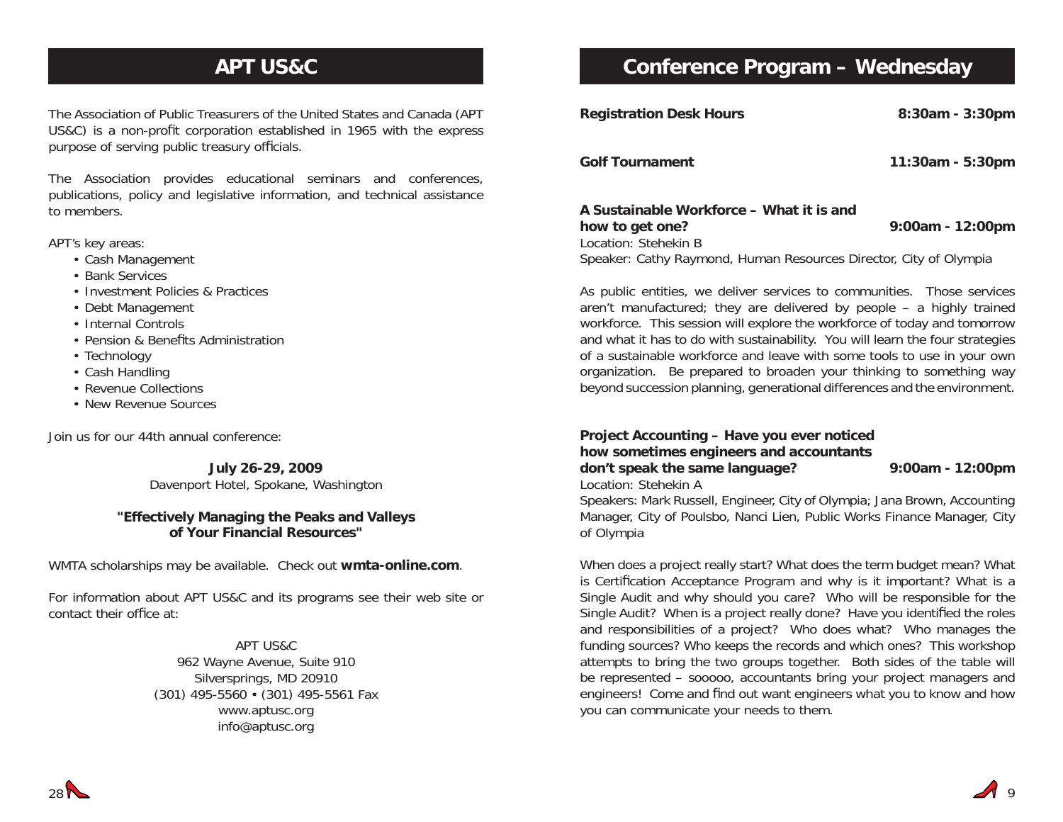## APT US&C

The Association of Public Treasurers of the United States and Canada (APT US&C) is a non-profit corporation established in 1965 with the express purpose of serving public treasury officials.

The Association provides educational seminars and conferences, publications, policy and legislative information, and technical assistance to members.

APT's key areas:

- Cash Management
- Bank Services
- Investment Policies & Practices
- Debt Management
- Internal Controls
- Pension & Benefits Administration
- Technology
- Cash Handling
- Revenue Collections
- New Revenue Sources

Join us for our 44th annual conference:

**July 26-29, 2009**
Davenport Hotel, Spokane, Washington

**"Effectively Managing the Peaks and Valleys of Your Financial Resources"**

WMTA scholarships may be available. Check out **wmta-online.com**.

For information about APT US&C and its programs see their web site or contact their office at:

APT US&C
962 Wayne Avenue, Suite 910
Silversprings, MD 20910
(301) 495-5560 • (301) 495-5561 Fax
www.aptusc.org
info@aptusc.org

## Conference Program – Wednesday

**Registration Desk Hours** **8:30am - 3:30pm**

**Golf Tournament** **11:30am - 5:30pm**

**A Sustainable Workforce – What it is and how to get one?** **9:00am - 12:00pm**
Location: Stehekin B
Speaker: Cathy Raymond, Human Resources Director, City of Olympia

As public entities, we deliver services to communities. Those services aren't manufactured; they are delivered by people – a highly trained workforce. This session will explore the workforce of today and tomorrow and what it has to do with sustainability. You will learn the four strategies of a sustainable workforce and leave with some tools to use in your own organization. Be prepared to broaden your thinking to something way beyond succession planning, generational differences and the environment.

**Project Accounting – Have you ever noticed how sometimes engineers and accountants don't speak the same language?** **9:00am - 12:00pm**
Location: Stehekin A
Speakers: Mark Russell, Engineer, City of Olympia; Jana Brown, Accounting Manager, City of Poulsbo, Nanci Lien, Public Works Finance Manager, City of Olympia

When does a project really start? What does the term budget mean? What is Certification Acceptance Program and why is it important? What is a Single Audit and why should you care? Who will be responsible for the Single Audit? When is a project really done? Have you identified the roles and responsibilities of a project? Who does what? Who manages the funding sources? Who keeps the records and which ones? This workshop attempts to bring the two groups together. Both sides of the table will be represented – sooooo, accountants bring your project managers and engineers! Come and find out want engineers what you to know and how you can communicate your needs to them.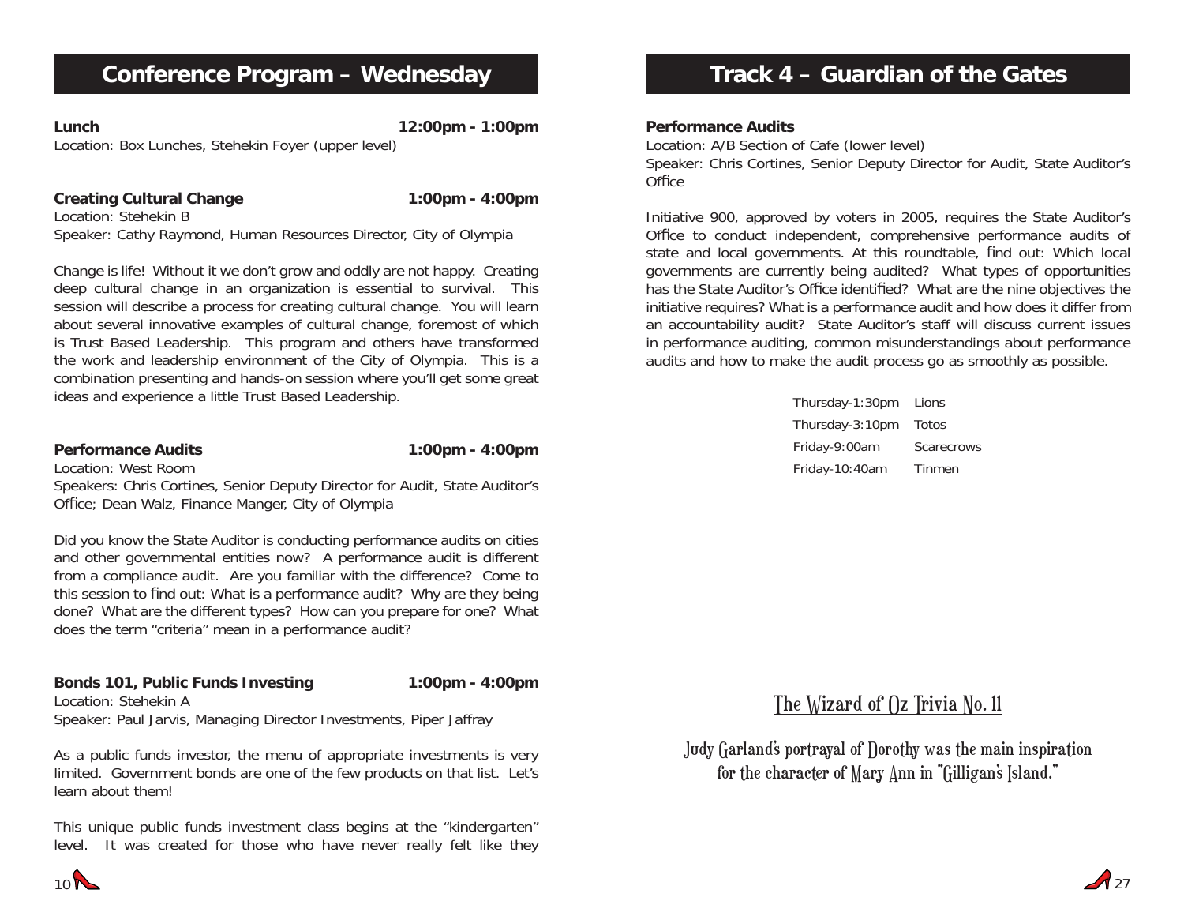# Conference Program – Wednesday

**Lunch** **12:00pm - 1:00pm**
Location: Box Lunches, Stehekin Foyer (upper level)

**Creating Cultural Change** **1:00pm - 4:00pm**
Location: Stehekin B
Speaker: Cathy Raymond, Human Resources Director, City of Olympia

Change is life! Without it we don't grow and oddly are not happy. Creating deep cultural change in an organization is essential to survival. This session will describe a process for creating cultural change. You will learn about several innovative examples of cultural change, foremost of which is Trust Based Leadership. This program and others have transformed the work and leadership environment of the City of Olympia. This is a combination presenting and hands-on session where you'll get some great ideas and experience a little Trust Based Leadership.

**Performance Audits** **1:00pm - 4:00pm**
Location: West Room
Speakers: Chris Cortines, Senior Deputy Director for Audit, State Auditor's Office; Dean Walz, Finance Manger, City of Olympia

Did you know the State Auditor is conducting performance audits on cities and other governmental entities now? A performance audit is different from a compliance audit. Are you familiar with the difference? Come to this session to find out: What is a performance audit? Why are they being done? What are the different types? How can you prepare for one? What does the term "criteria" mean in a performance audit?

**Bonds 101, Public Funds Investing** **1:00pm - 4:00pm**
Location: Stehekin A
Speaker: Paul Jarvis, Managing Director Investments, Piper Jaffray

As a public funds investor, the menu of appropriate investments is very limited. Government bonds are one of the few products on that list. Let's learn about them!

This unique public funds investment class begins at the "kindergarten" level. It was created for those who have never really felt like they

# Track 4 – Guardian of the Gates

**Performance Audits**
Location: A/B Section of Cafe (lower level)
Speaker: Chris Cortines, Senior Deputy Director for Audit, State Auditor's Office

Initiative 900, approved by voters in 2005, requires the State Auditor's Office to conduct independent, comprehensive performance audits of state and local governments. At this roundtable, find out: Which local governments are currently being audited? What types of opportunities has the State Auditor's Office identified? What are the nine objectives the initiative requires? What is a performance audit and how does it differ from an accountability audit? State Auditor's staff will discuss current issues in performance auditing, common misunderstandings about performance audits and how to make the audit process go as smoothly as possible.

| | |
|---|---|
| Thursday-1:30pm | Lions |
| Thursday-3:10pm | Totos |
| Friday-9:00am | Scarecrows |
| Friday-10:40am | Tinmen |

## The Wizard of Oz Trivia No. 11

Judy Garland's portrayal of Dorothy was the main inspiration for the character of Mary Ann in "Gilligan's Island."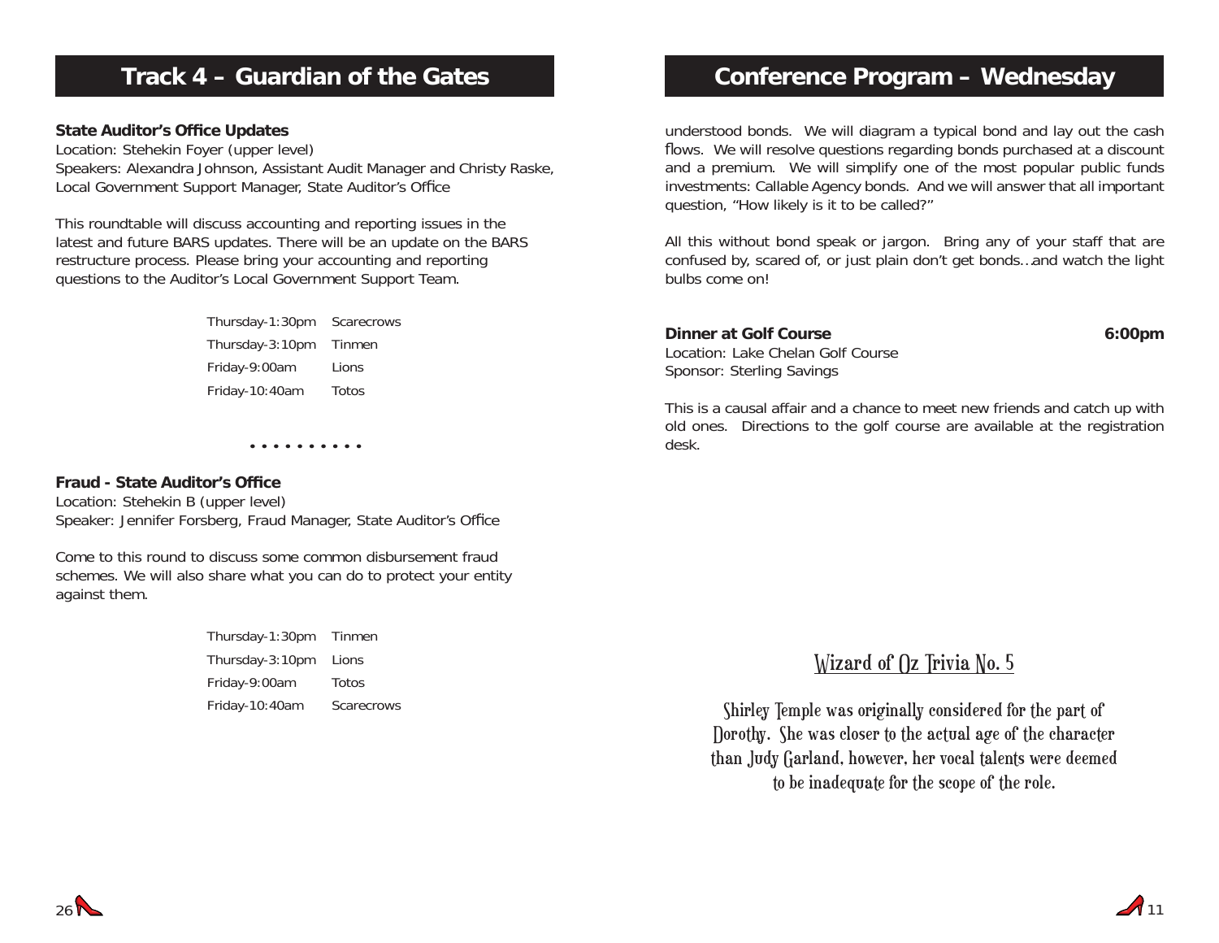# Track 4 – Guardian of the Gates

**State Auditor's Office Updates**
Location: Stehekin Foyer (upper level)
Speakers: Alexandra Johnson, Assistant Audit Manager and Christy Raske, Local Government Support Manager, State Auditor's Office

This roundtable will discuss accounting and reporting issues in the latest and future BARS updates. There will be an update on the BARS restructure process. Please bring your accounting and reporting questions to the Auditor's Local Government Support Team.

| | |
|---|---|
| Thursday-1:30pm | Scarecrows |
| Thursday-3:10pm | Tinmen |
| Friday-9:00am | Lions |
| Friday-10:40am | Totos |

• • • • • • • • • •

**Fraud - State Auditor's Office**
Location: Stehekin B (upper level)
Speaker: Jennifer Forsberg, Fraud Manager, State Auditor's Office

Come to this round to discuss some common disbursement fraud schemes. We will also share what you can do to protect your entity against them.

| | |
|---|---|
| Thursday-1:30pm | Tinmen |
| Thursday-3:10pm | Lions |
| Friday-9:00am | Totos |
| Friday-10:40am | Scarecrows |

# Conference Program – Wednesday

understood bonds. We will diagram a typical bond and lay out the cash flows. We will resolve questions regarding bonds purchased at a discount and a premium. We will simplify one of the most popular public funds investments: Callable Agency bonds. And we will answer that all important question, "How likely is it to be called?"

All this without bond speak or jargon. Bring any of your staff that are confused by, scared of, or just plain don't get bonds…and watch the light bulbs come on!

**Dinner at Golf Course** **6:00pm**
Location: Lake Chelan Golf Course
Sponsor: Sterling Savings

This is a causal affair and a chance to meet new friends and catch up with old ones. Directions to the golf course are available at the registration desk.

## Wizard of Oz Trivia No. 5

Shirley Temple was originally considered for the part of Dorothy. She was closer to the actual age of the character than Judy Garland, however, her vocal talents were deemed to be inadequate for the scope of the role.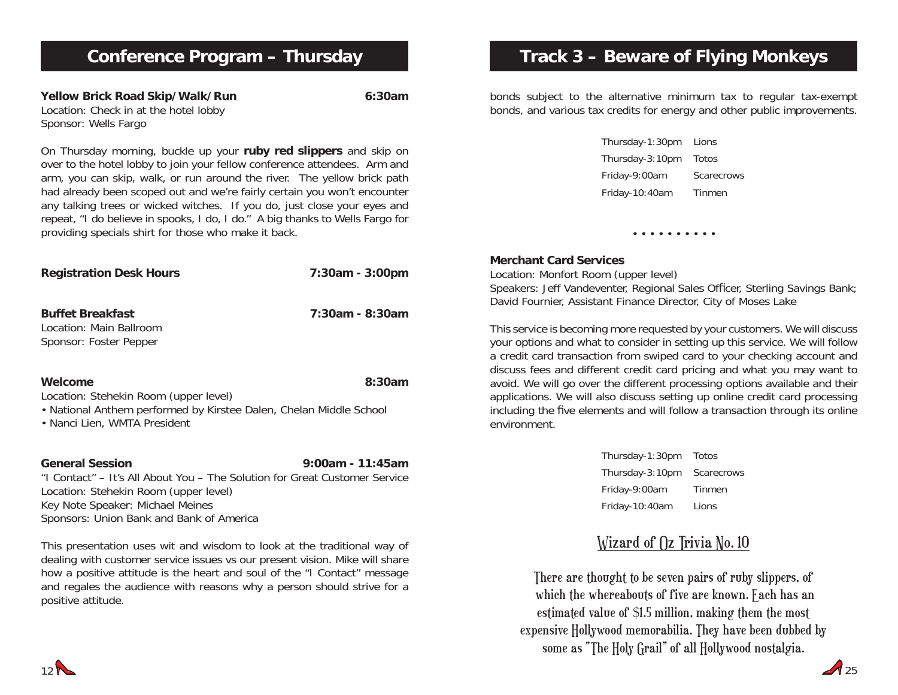# Conference Program – Thursday

**Yellow Brick Road Skip/Walk/Run** **6:30am**
Location: Check in at the hotel lobby
Sponsor: Wells Fargo

On Thursday morning, buckle up your **ruby red slippers** and skip on over to the hotel lobby to join your fellow conference attendees. Arm and arm, you can skip, walk, or run around the river. The yellow brick path had already been scoped out and we're fairly certain you won't encounter any talking trees or wicked witches. If you do, just close your eyes and repeat, "I do believe in spooks, I do, I do." A big thanks to Wells Fargo for providing specials shirt for those who make it back.

**Registration Desk Hours** **7:30am - 3:00pm**

**Buffet Breakfast** **7:30am - 8:30am**
Location: Main Ballroom
Sponsor: Foster Pepper

**Welcome** **8:30am**
Location: Stehekin Room (upper level)
- National Anthem performed by Kirstee Dalen, Chelan Middle School
- Nanci Lien, WMTA President

**General Session** **9:00am - 11:45am**
"I Contact" – It's All About You – The Solution for Great Customer Service
Location: Stehekin Room (upper level)
Key Note Speaker: Michael Meines
Sponsors: Union Bank and Bank of America

This presentation uses wit and wisdom to look at the traditional way of dealing with customer service issues vs our present vision. Mike will share how a positive attitude is the heart and soul of the "I Contact" message and regales the audience with reasons why a person should strive for a positive attitude.

# Track 3 – Beware of Flying Monkeys

bonds subject to the alternative minimum tax to regular tax-exempt bonds, and various tax credits for energy and other public improvements.

| | |
|---|---|
| Thursday-1:30pm | Lions |
| Thursday-3:10pm | Totos |
| Friday-9:00am | Scarecrows |
| Friday-10:40am | Tinmen |

• • • • • • • • • •

**Merchant Card Services**
Location: Monfort Room (upper level)
Speakers: Jeff Vandeventer, Regional Sales Officer, Sterling Savings Bank; David Fournier, Assistant Finance Director, City of Moses Lake

This service is becoming more requested by your customers. We will discuss your options and what to consider in setting up this service. We will follow a credit card transaction from swiped card to your checking account and discuss fees and different credit card pricing and what you may want to avoid. We will go over the different processing options available and their applications. We will also discuss setting up online credit card processing including the five elements and will follow a transaction through its online environment.

| | |
|---|---|
| Thursday-1:30pm | Totos |
| Thursday-3:10pm | Scarecrows |
| Friday-9:00am | Tinmen |
| Friday-10:40am | Lions |

## Wizard of Oz Trivia No. 10

There are thought to be seven pairs of ruby slippers, of which the whereabouts of five are known. Each has an estimated value of $1.5 million, making them the most expensive Hollywood memorabilia. They have been dubbed by some as "The Holy Grail" of all Hollywood nostalgia.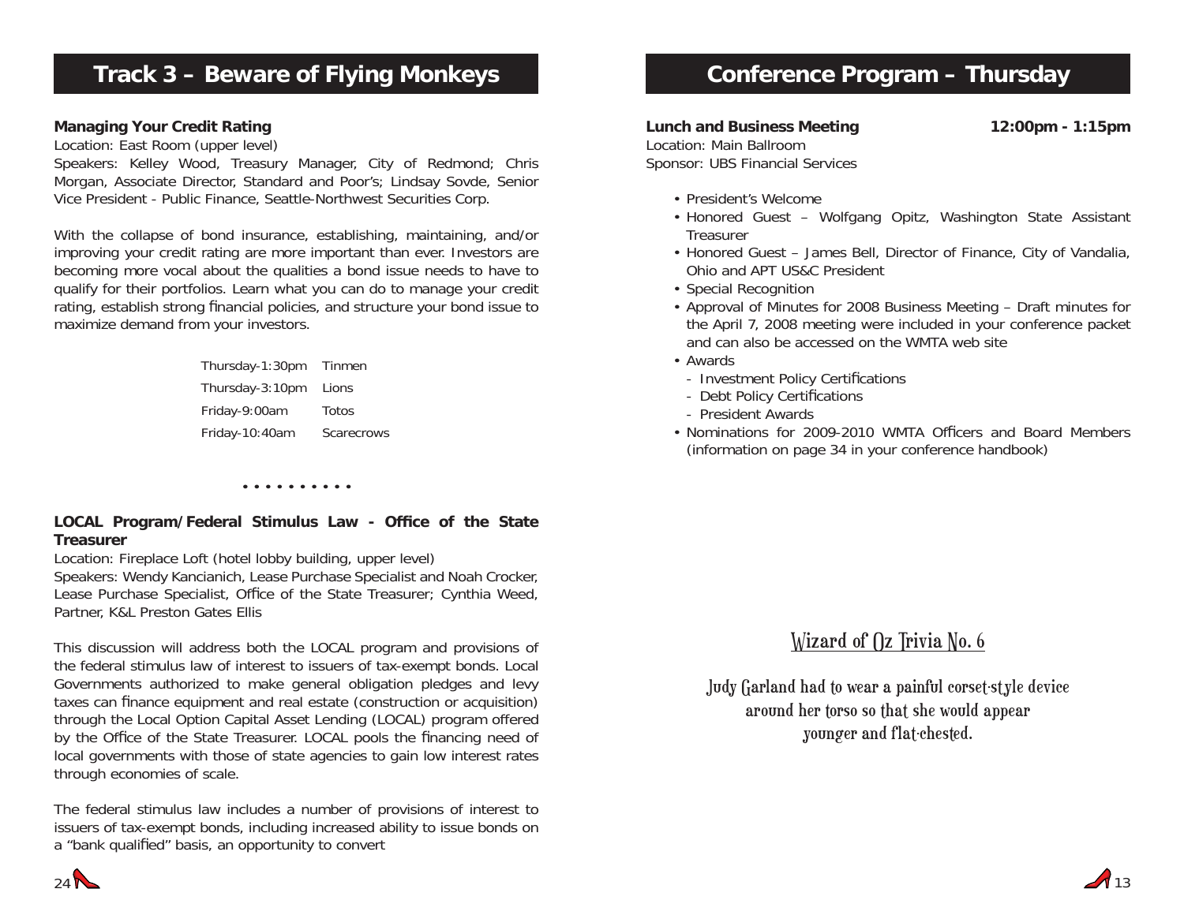## Track 3 – Beware of Flying Monkeys

**Managing Your Credit Rating**

Location: East Room (upper level)

Speakers: Kelley Wood, Treasury Manager, City of Redmond; Chris Morgan, Associate Director, Standard and Poor's; Lindsay Sovde, Senior Vice President - Public Finance, Seattle-Northwest Securities Corp.

With the collapse of bond insurance, establishing, maintaining, and/or improving your credit rating are more important than ever. Investors are becoming more vocal about the qualities a bond issue needs to have to qualify for their portfolios. Learn what you can do to manage your credit rating, establish strong financial policies, and structure your bond issue to maximize demand from your investors.

| | |
|---|---|
| Thursday-1:30pm | Tinmen |
| Thursday-3:10pm | Lions |
| Friday-9:00am | Totos |
| Friday-10:40am | Scarecrows |

• • • • • • • • • •

**LOCAL Program/Federal Stimulus Law - Office of the State Treasurer**

Location: Fireplace Loft (hotel lobby building, upper level)

Speakers: Wendy Kancianich, Lease Purchase Specialist and Noah Crocker, Lease Purchase Specialist, Office of the State Treasurer; Cynthia Weed, Partner, K&L Preston Gates Ellis

This discussion will address both the LOCAL program and provisions of the federal stimulus law of interest to issuers of tax-exempt bonds. Local Governments authorized to make general obligation pledges and levy taxes can finance equipment and real estate (construction or acquisition) through the Local Option Capital Asset Lending (LOCAL) program offered by the Office of the State Treasurer. LOCAL pools the financing need of local governments with those of state agencies to gain low interest rates through economies of scale.

The federal stimulus law includes a number of provisions of interest to issuers of tax-exempt bonds, including increased ability to issue bonds on a "bank qualified" basis, an opportunity to convert

## Conference Program – Thursday

**Lunch and Business Meeting** **12:00pm - 1:15pm**

Location: Main Ballroom

Sponsor: UBS Financial Services

- President's Welcome
- Honored Guest – Wolfgang Opitz, Washington State Assistant Treasurer
- Honored Guest – James Bell, Director of Finance, City of Vandalia, Ohio and APT US&C President
- Special Recognition
- Approval of Minutes for 2008 Business Meeting – Draft minutes for the April 7, 2008 meeting were included in your conference packet and can also be accessed on the WMTA web site
- Awards
  - Investment Policy Certifications
  - Debt Policy Certifications
  - President Awards
- Nominations for 2009-2010 WMTA Officers and Board Members (information on page 34 in your conference handbook)

### Wizard of Oz Trivia No. 6

Judy Garland had to wear a painful corset-style device around her torso so that she would appear younger and flat-chested.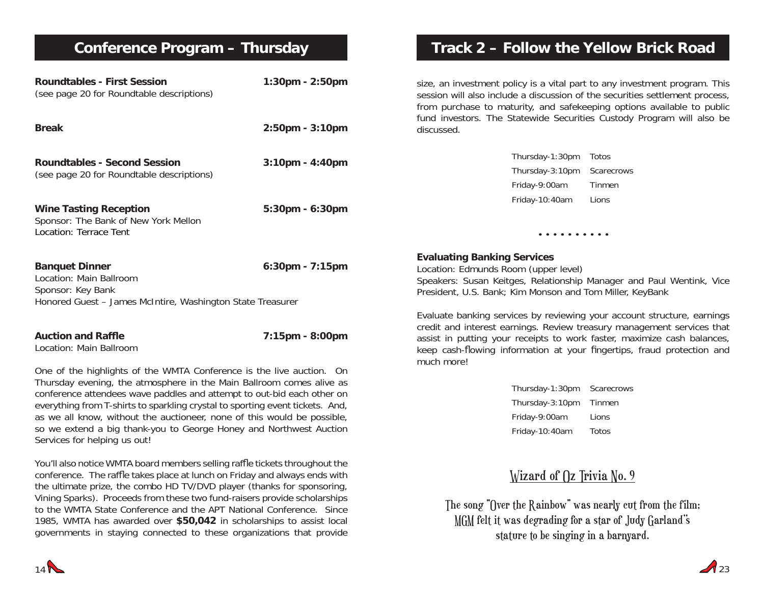## Conference Program – Thursday

**Roundtables - First Session** 1:30pm - 2:50pm
(see page 20 for Roundtable descriptions)

**Break** 2:50pm - 3:10pm

**Roundtables - Second Session** 3:10pm - 4:40pm
(see page 20 for Roundtable descriptions)

**Wine Tasting Reception** 5:30pm - 6:30pm
Sponsor: The Bank of New York Mellon
Location: Terrace Tent

**Banquet Dinner** 6:30pm - 7:15pm
Location: Main Ballroom
Sponsor: Key Bank
Honored Guest – James McIntire, Washington State Treasurer

**Auction and Raffle** 7:15pm - 8:00pm
Location: Main Ballroom

One of the highlights of the WMTA Conference is the live auction. On Thursday evening, the atmosphere in the Main Ballroom comes alive as conference attendees wave paddles and attempt to out-bid each other on everything from T-shirts to sparkling crystal to sporting event tickets. And, as we all know, without the auctioneer, none of this would be possible, so we extend a big thank-you to George Honey and Northwest Auction Services for helping us out!

You'll also notice WMTA board members selling raffle tickets throughout the conference. The raffle takes place at lunch on Friday and always ends with the ultimate prize, the combo HD TV/DVD player (thanks for sponsoring, Vining Sparks). Proceeds from these two fund-raisers provide scholarships to the WMTA State Conference and the APT National Conference. Since 1985, WMTA has awarded over **$50,042** in scholarships to assist local governments in staying connected to these organizations that provide

## Track 2 – Follow the Yellow Brick Road

size, an investment policy is a vital part to any investment program. This session will also include a discussion of the securities settlement process, from purchase to maturity, and safekeeping options available to public fund investors. The Statewide Securities Custody Program will also be discussed.

| | |
|---|---|
| Thursday-1:30pm | Totos |
| Thursday-3:10pm | Scarecrows |
| Friday-9:00am | Tinmen |
| Friday-10:40am | Lions |

• • • • • • • • • •

**Evaluating Banking Services**
Location: Edmunds Room (upper level)
Speakers: Susan Keitges, Relationship Manager and Paul Wentink, Vice President, U.S. Bank; Kim Monson and Tom Miller, KeyBank

Evaluate banking services by reviewing your account structure, earnings credit and interest earnings. Review treasury management services that assist in putting your receipts to work faster, maximize cash balances, keep cash-flowing information at your fingertips, fraud protection and much more!

| | |
|---|---|
| Thursday-1:30pm | Scarecrows |
| Thursday-3:10pm | Tinmen |
| Friday-9:00am | Lions |
| Friday-10:40am | Totos |

### Wizard of Oz Trivia No. 9

The song "Over the Rainbow" was nearly cut from the film; MGM felt it was degrading for a star of Judy Garland's stature to be singing in a barnyard.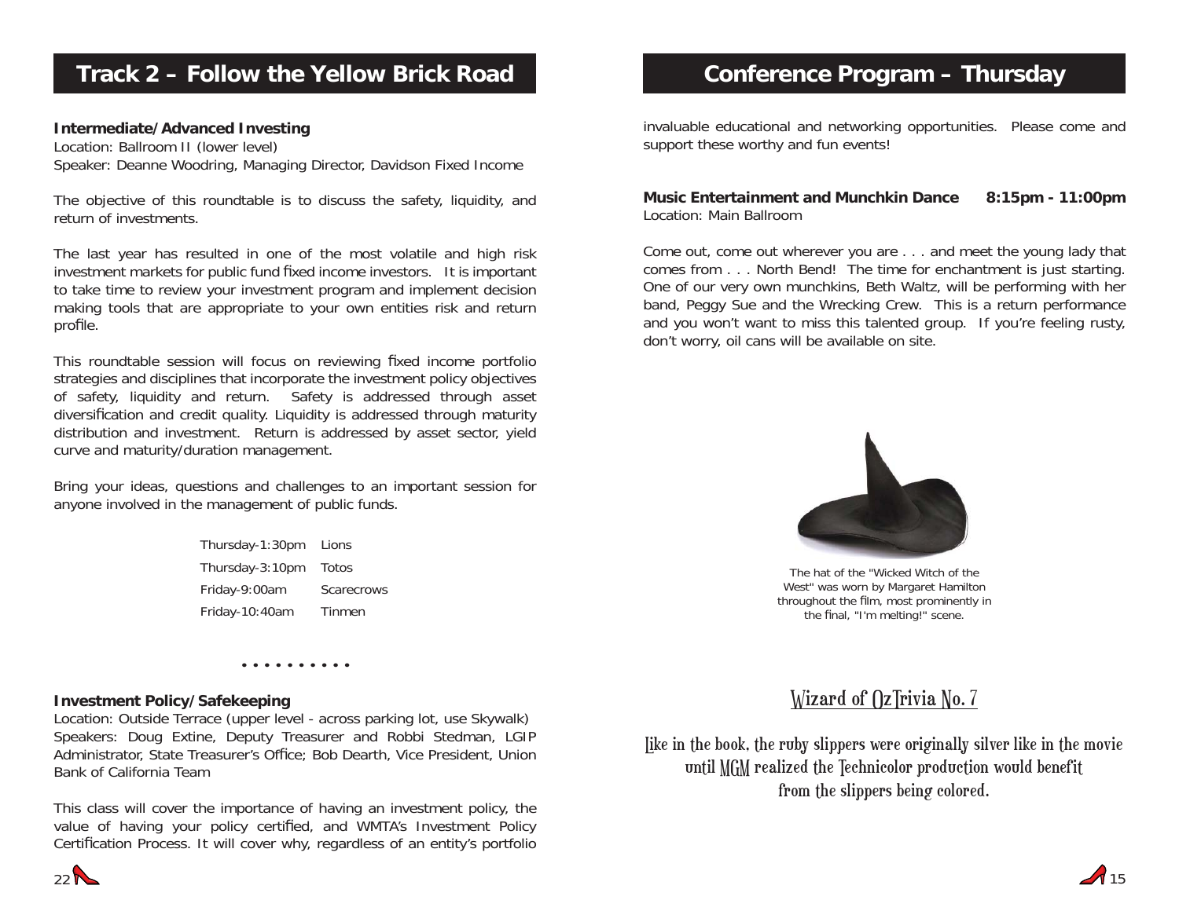## Track 2 – Follow the Yellow Brick Road

**Intermediate/Advanced Investing**
Location: Ballroom II (lower level)
Speaker: Deanne Woodring, Managing Director, Davidson Fixed Income

The objective of this roundtable is to discuss the safety, liquidity, and return of investments.

The last year has resulted in one of the most volatile and high risk investment markets for public fund fixed income investors. It is important to take time to review your investment program and implement decision making tools that are appropriate to your own entities risk and return profile.

This roundtable session will focus on reviewing fixed income portfolio strategies and disciplines that incorporate the investment policy objectives of safety, liquidity and return. Safety is addressed through asset diversification and credit quality. Liquidity is addressed through maturity distribution and investment. Return is addressed by asset sector, yield curve and maturity/duration management.

Bring your ideas, questions and challenges to an important session for anyone involved in the management of public funds.

| | |
|---|---|
| Thursday-1:30pm | Lions |
| Thursday-3:10pm | Totos |
| Friday-9:00am | Scarecrows |
| Friday-10:40am | Tinmen |

. . . . . . . . . .

**Investment Policy/Safekeeping**
Location: Outside Terrace (upper level - across parking lot, use Skywalk)
Speakers: Doug Extine, Deputy Treasurer and Robbi Stedman, LGIP Administrator, State Treasurer's Office; Bob Dearth, Vice President, Union Bank of California Team

This class will cover the importance of having an investment policy, the value of having your policy certified, and WMTA's Investment Policy Certification Process. It will cover why, regardless of an entity's portfolio

## Conference Program – Thursday

invaluable educational and networking opportunities. Please come and support these worthy and fun events!

**Music Entertainment and Munchkin Dance 8:15pm - 11:00pm**
Location: Main Ballroom

Come out, come out wherever you are . . . and meet the young lady that comes from . . . North Bend! The time for enchantment is just starting. One of our very own munchkins, Beth Waltz, will be performing with her band, Peggy Sue and the Wrecking Crew. This is a return performance and you won't want to miss this talented group. If you're feeling rusty, don't worry, oil cans will be available on site.

The hat of the "Wicked Witch of the West" was worn by Margaret Hamilton throughout the film, most prominently in the final, "I'm melting!" scene.

### Wizard of Oz Trivia No. 7

Like in the book, the ruby slippers were originally silver like in the movie until MGM realized the Technicolor production would benefit from the slippers being colored.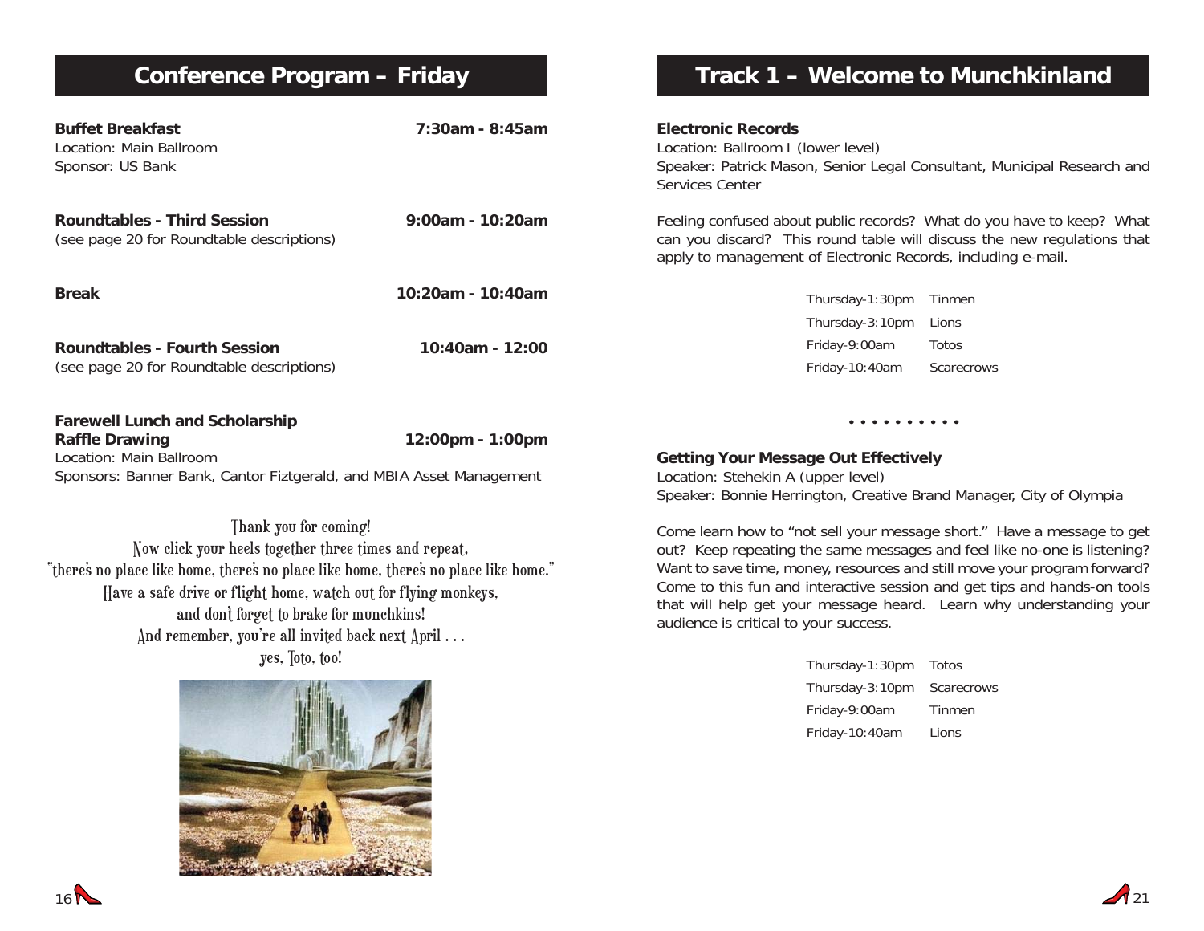## Conference Program – Friday

**Buffet Breakfast** **7:30am - 8:45am**
Location: Main Ballroom
Sponsor: US Bank

**Roundtables - Third Session** **9:00am - 10:20am**
(see page 20 for Roundtable descriptions)

**Break** **10:20am - 10:40am**

**Roundtables - Fourth Session** **10:40am - 12:00**
(see page 20 for Roundtable descriptions)

**Farewell Lunch and Scholarship Raffle Drawing** **12:00pm - 1:00pm**
Location: Main Ballroom
Sponsors: Banner Bank, Cantor Fiztgerald, and MBIA Asset Management

Thank you for coming!
Now click your heels together three times and repeat,
"there's no place like home, there's no place like home, there's no place like home."
Have a safe drive or flight home, watch out for flying monkeys,
and don't forget to brake for munchkins!
And remember, you're all invited back next April . . .
yes, Toto, too!

## Track 1 – Welcome to Munchkinland

**Electronic Records**
Location: Ballroom I (lower level)
Speaker: Patrick Mason, Senior Legal Consultant, Municipal Research and Services Center

Feeling confused about public records? What do you have to keep? What can you discard? This round table will discuss the new regulations that apply to management of Electronic Records, including e-mail.

| | |
|---|---|
| Thursday-1:30pm | Tinmen |
| Thursday-3:10pm | Lions |
| Friday-9:00am | Totos |
| Friday-10:40am | Scarecrows |

**Getting Your Message Out Effectively**
Location: Stehekin A (upper level)
Speaker: Bonnie Herrington, Creative Brand Manager, City of Olympia

Come learn how to "not sell your message short." Have a message to get out? Keep repeating the same messages and feel like no-one is listening? Want to save time, money, resources and still move your program forward? Come to this fun and interactive session and get tips and hands-on tools that will help get your message heard. Learn why understanding your audience is critical to your success.

| | |
|---|---|
| Thursday-1:30pm | Totos |
| Thursday-3:10pm | Scarecrows |
| Friday-9:00am | Tinmen |
| Friday-10:40am | Lions |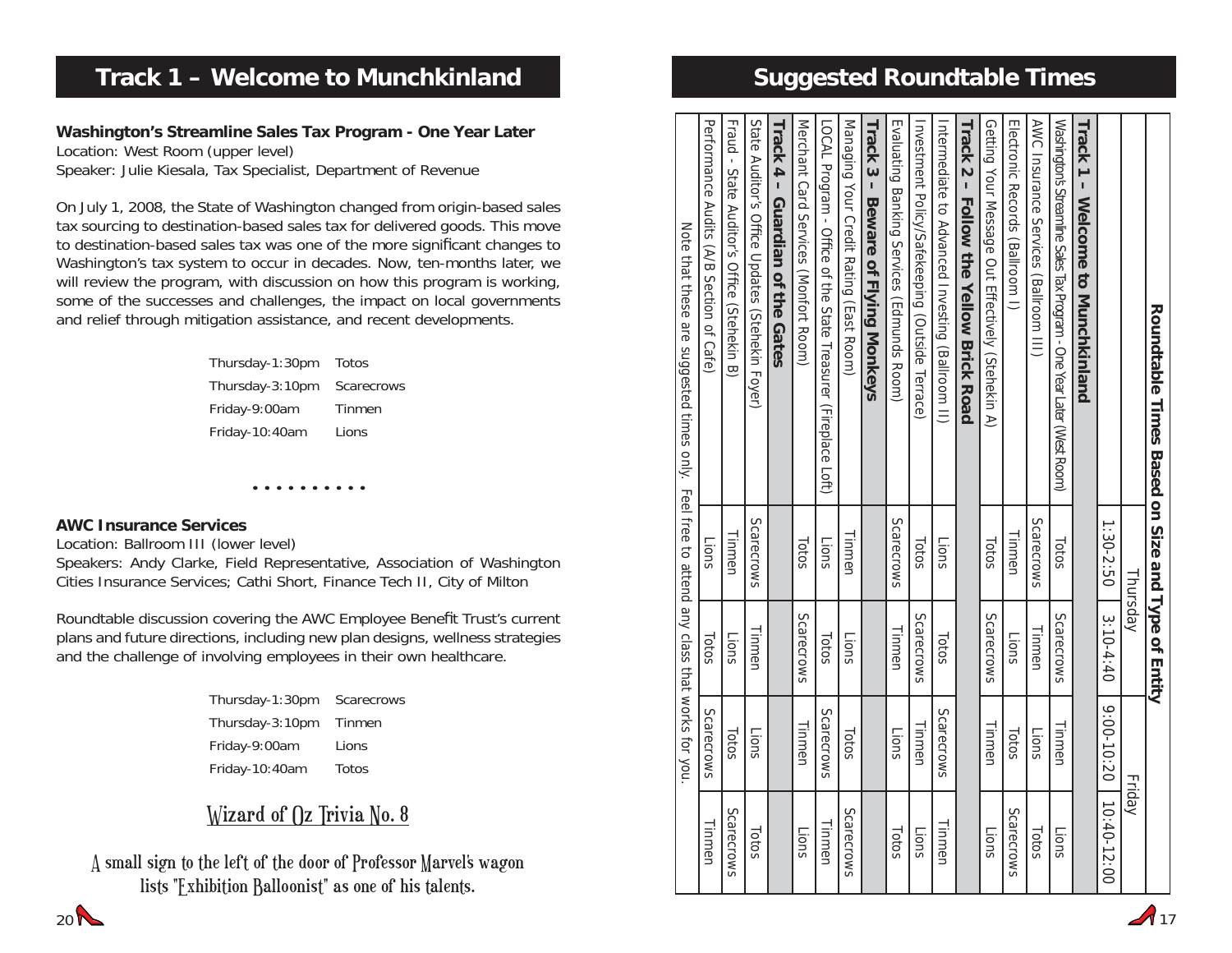# Track 1 – Welcome to Munchkinland

**Washington's Streamline Sales Tax Program - One Year Later**
Location: West Room (upper level)
Speaker: Julie Kiesala, Tax Specialist, Department of Revenue

On July 1, 2008, the State of Washington changed from origin-based sales tax sourcing to destination-based sales tax for delivered goods. This move to destination-based sales tax was one of the more significant changes to Washington's tax system to occur in decades. Now, ten-months later, we will review the program, with discussion on how this program is working, some of the successes and challenges, the impact on local governments and relief through mitigation assistance, and recent developments.

| | |
|---|---|
| Thursday-1:30pm | Totos |
| Thursday-3:10pm | Scarecrows |
| Friday-9:00am | Tinmen |
| Friday-10:40am | Lions |

**AWC Insurance Services**
Location: Ballroom III (lower level)
Speakers: Andy Clarke, Field Representative, Association of Washington Cities Insurance Services; Cathi Short, Finance Tech II, City of Milton

Roundtable discussion covering the AWC Employee Benefit Trust's current plans and future directions, including new plan designs, wellness strategies and the challenge of involving employees in their own healthcare.

| | |
|---|---|
| Thursday-1:30pm | Scarecrows |
| Thursday-3:10pm | Tinmen |
| Friday-9:00am | Lions |
| Friday-10:40am | Totos |

## Wizard of Oz Trivia No. 8

A small sign to the left of the door of Professor Marvel's wagon lists "Exhibition Balloonist" as one of his talents.

# Suggested Roundtable Times

**Roundtable Times Based on Size and Type of Entity**

| | Thursday | | Friday | |
|---|---|---|---|---|
| | 1:30-2:50 | 3:10-4:40 | 9:00-10:20 | 10:40-12:00 |
| **Track 1 – Welcome to Munchkinland** | | | | |
| Washington's Streamline Sales Tax Program - One Year Later (West Room) | Totos | Scarecrows | Tinmen | Lions |
| AWC Insurance Services (Ballroom III) | Scarecrows | Tinmen | Lions | Totos |
| Electronic Records (Ballroom I) | Tinmen | Lions | Totos | Scarecrows |
| Getting Your Message Out Effectively (Stehekin A) | Totos | Scarecrows | Tinmen | Lions |
| **Track 2 – Follow the Yellow Brick Road** | | | | |
| Intermediate to Advanced Investing (Ballroom II) | Lions | Totos | Scarecrows | Tinmen |
| Investment Policy/Safekeeping (Outside Terrace) | Totos | Scarecrows | Tinmen | Lions |
| Evaluating Banking Services (Edmunds Room) | Scarecrows | Tinmen | Lions | Totos |
| **Track 3 – Beware of Flying Monkeys** | | | | |
| Managing Your Credit Rating (East Room) | Tinmen | Lions | Totos | Scarecrows |
| LOCAL Program - Office of the State Treasurer (Fireplace Loft) | Lions | Totos | Scarecrows | Tinmen |
| Merchant Card Services (Monfort Room) | Totos | Scarecrows | Tinmen | Lions |
| **Track 4 – Guardian of the Gates** | | | | |
| State Auditor's Office Updates (Stehekin Foyer) | Scarecrows | Tinmen | Lions | Totos |
| Fraud - State Auditor's Office (Stehekin B) | Tinmen | Lions | Totos | Scarecrows |
| Performance Audits (A/B Section of Cafe) | Lions | Totos | Scarecrows | Tinmen |

Note that these are suggested times only. Feel free to attend any class that works for you.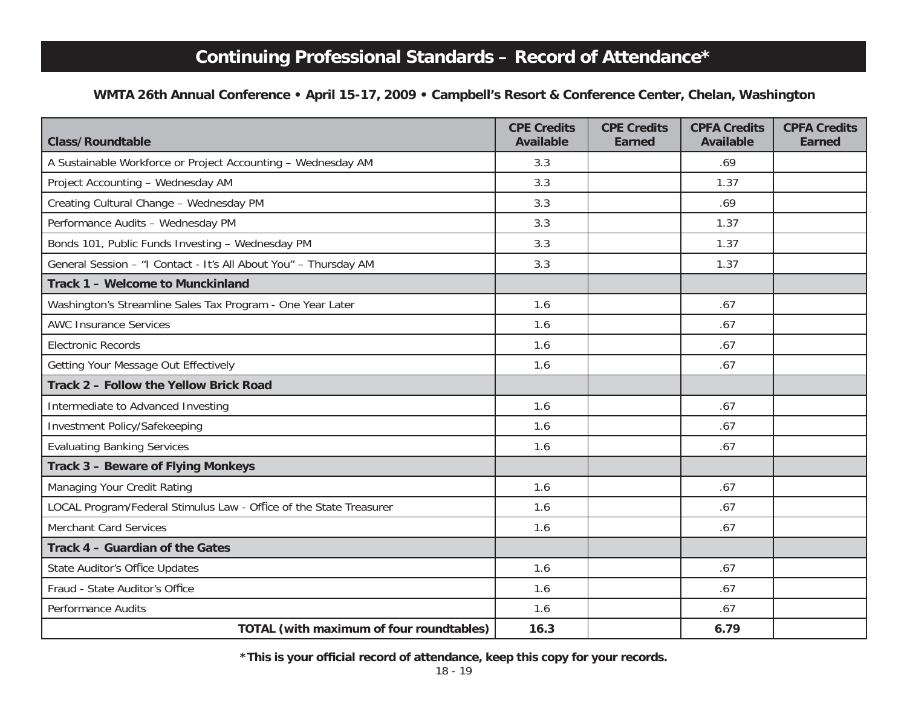# Continuing Professional Standards – Record of Attendance*

**WMTA 26th Annual Conference • April 15-17, 2009 • Campbell's Resort & Conference Center, Chelan, Washington**

| Class/Roundtable | CPE Credits Available | CPE Credits Earned | CPFA Credits Available | CPFA Credits Earned |
|---|---|---|---|---|
| A Sustainable Workforce or Project Accounting – Wednesday AM | 3.3 | | .69 | |
| Project Accounting – Wednesday AM | 3.3 | | 1.37 | |
| Creating Cultural Change – Wednesday PM | 3.3 | | .69 | |
| Performance Audits – Wednesday PM | 3.3 | | 1.37 | |
| Bonds 101, Public Funds Investing – Wednesday PM | 3.3 | | 1.37 | |
| General Session – "I Contact - It's All About You" – Thursday AM | 3.3 | | 1.37 | |
| **Track 1 – Welcome to Munckinland** | | | | |
| Washington's Streamline Sales Tax Program - One Year Later | 1.6 | | .67 | |
| AWC Insurance Services | 1.6 | | .67 | |
| Electronic Records | 1.6 | | .67 | |
| Getting Your Message Out Effectively | 1.6 | | .67 | |
| **Track 2 – Follow the Yellow Brick Road** | | | | |
| Intermediate to Advanced Investing | 1.6 | | .67 | |
| Investment Policy/Safekeeping | 1.6 | | .67 | |
| Evaluating Banking Services | 1.6 | | .67 | |
| **Track 3 – Beware of Flying Monkeys** | | | | |
| Managing Your Credit Rating | 1.6 | | .67 | |
| LOCAL Program/Federal Stimulus Law - Office of the State Treasurer | 1.6 | | .67 | |
| Merchant Card Services | 1.6 | | .67 | |
| **Track 4 – Guardian of the Gates** | | | | |
| State Auditor's Office Updates | 1.6 | | .67 | |
| Fraud - State Auditor's Office | 1.6 | | .67 | |
| Performance Audits | 1.6 | | .67 | |
| **TOTAL (with maximum of four roundtables)** | **16.3** | | **6.79** | |

**\*This is your official record of attendance, keep this copy for your records.**